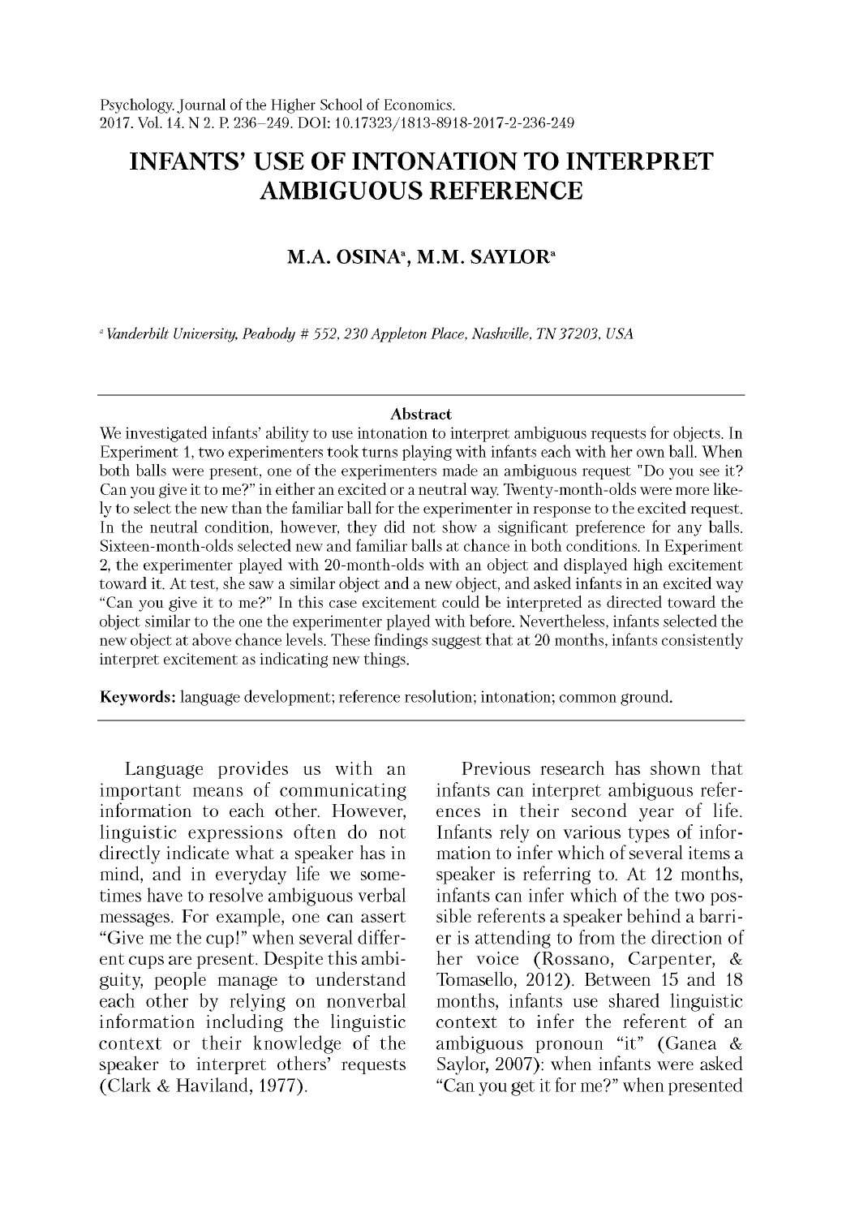# INFANTS' USE OF INTONATION TO INTERPRET AMBIGUOUS REFERENCE

**M.A. OSINA[a], M.M. SAYLOR[a]**

[a] *Vanderbilt University, Peabody # 552, 230 Appleton Place, Nashville, TN 37203, USA*

---

**Abstract**

We investigated infants' ability to use intonation to interpret ambiguous requests for objects. In Experiment 1, two experimenters took turns playing with infants each with her own ball. When both balls were present, one of the experimenters made an ambiguous request "Do you see it? Can you give it to me?" in either an excited or a neutral way. Twenty-month-olds were more likely to select the new than the familiar ball for the experimenter in response to the excited request. In the neutral condition, however, they did not show a significant preference for any balls. Sixteen-month-olds selected new and familiar balls at chance in both conditions. In Experiment 2, the experimenter played with 20-month-olds with an object and displayed high excitement toward it. At test, she saw a similar object and a new object, and asked infants in an excited way "Can you give it to me?" In this case excitement could be interpreted as directed toward the object similar to the one the experimenter played with before. Nevertheless, infants selected the new object at above chance levels. These findings suggest that at 20 months, infants consistently interpret excitement as indicating new things.

**Keywords:** language development; reference resolution; intonation; common ground.

---

Language provides us with an important means of communicating information to each other. However, linguistic expressions often do not directly indicate what a speaker has in mind, and in everyday life we sometimes have to resolve ambiguous verbal messages. For example, one can assert "Give me the cup!" when several different cups are present. Despite this ambiguity, people manage to understand each other by relying on nonverbal information including the linguistic context or their knowledge of the speaker to interpret others' requests (Clark & Haviland, 1977).

Previous research has shown that infants can interpret ambiguous references in their second year of life. Infants rely on various types of information to infer which of several items a speaker is referring to. At 12 months, infants can infer which of the two possible referents a speaker behind a barrier is attending to from the direction of her voice (Rossano, Carpenter, & Tomasello, 2012). Between 15 and 18 months, infants use shared linguistic context to infer the referent of an ambiguous pronoun "it" (Ganea & Saylor, 2007): when infants were asked "Can you get it for me?" when presented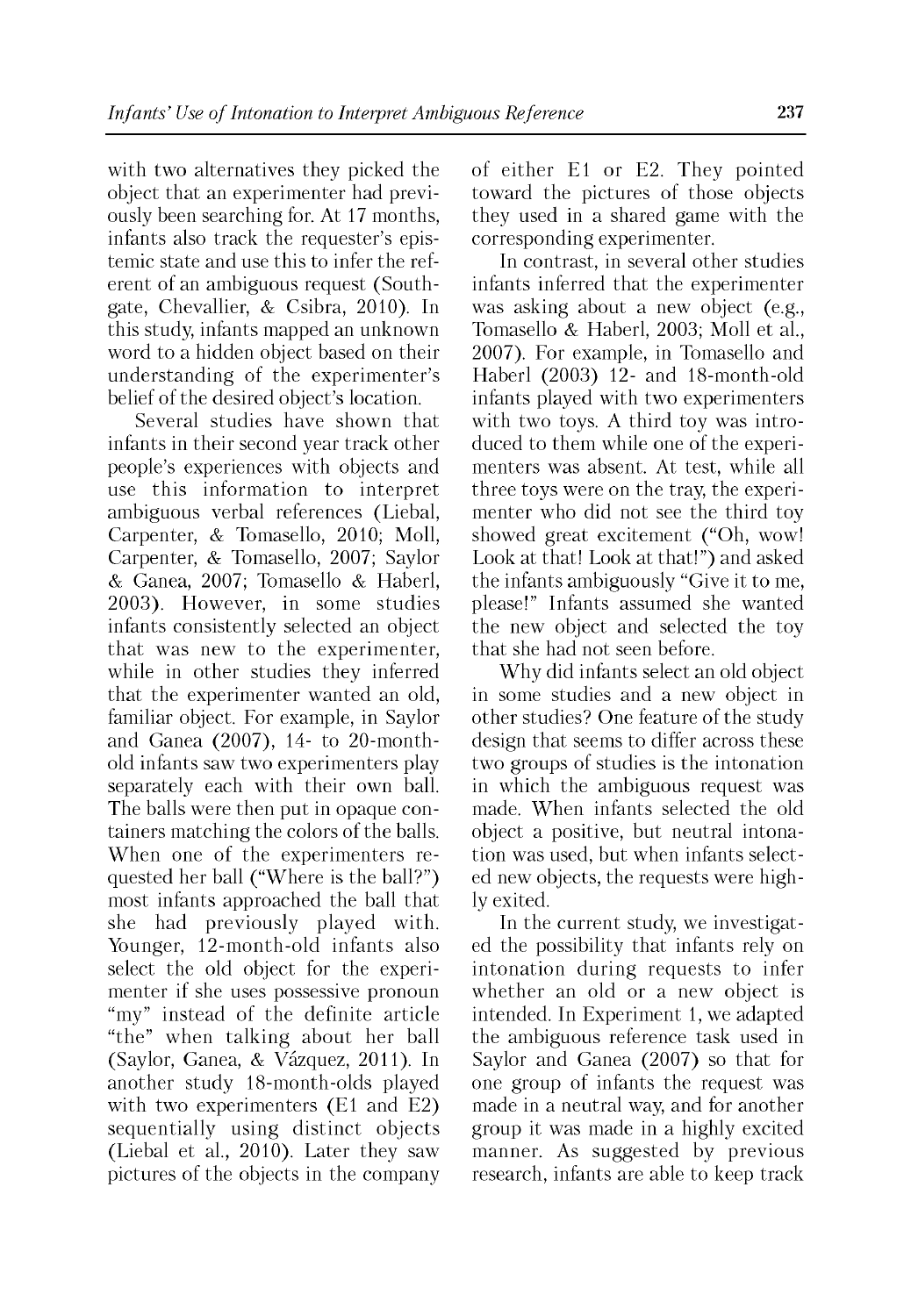with two alternatives they picked the object that an experimenter had previously been searching for. At 17 months, infants also track the requester's epistemic state and use this to infer the referent of an ambiguous request (Southgate, Chevallier, & Csibra, 2010). In this study, infants mapped an unknown word to a hidden object based on their understanding of the experimenter's belief of the desired object's location.

Several studies have shown that infants in their second year track other people's experiences with objects and use this information to interpret ambiguous verbal references (Liebal, Carpenter, & Tomasello, 2010; Moll, Carpenter, & Tomasello, 2007; Saylor & Ganea, 2007; Tomasello & Haberl, 2003). However, in some studies infants consistently selected an object that was new to the experimenter, while in other studies they inferred that the experimenter wanted an old, familiar object. For example, in Saylor and Ganea (2007), 14- to 20-month-old infants saw two experimenters play separately each with their own ball. The balls were then put in opaque containers matching the colors of the balls. When one of the experimenters requested her ball ("Where is the ball?") most infants approached the ball that she had previously played with. Younger, 12-month-old infants also select the old object for the experimenter if she uses possessive pronoun "my" instead of the definite article "the" when talking about her ball (Saylor, Ganea, & Vázquez, 2011). In another study 18-month-olds played with two experimenters (E1 and E2) sequentially using distinct objects (Liebal et al., 2010). Later they saw pictures of the objects in the company of either E1 or E2. They pointed toward the pictures of those objects they used in a shared game with the corresponding experimenter.

In contrast, in several other studies infants inferred that the experimenter was asking about a new object (e.g., Tomasello & Haberl, 2003; Moll et al., 2007). For example, in Tomasello and Haberl (2003) 12- and 18-month-old infants played with two experimenters with two toys. A third toy was introduced to them while one of the experimenters was absent. At test, while all three toys were on the tray, the experimenter who did not see the third toy showed great excitement ("Oh, wow! Look at that! Look at that!") and asked the infants ambiguously "Give it to me, please!" Infants assumed she wanted the new object and selected the toy that she had not seen before.

Why did infants select an old object in some studies and a new object in other studies? One feature of the study design that seems to differ across these two groups of studies is the intonation in which the ambiguous request was made. When infants selected the old object a positive, but neutral intonation was used, but when infants selected new objects, the requests were highly exited.

In the current study, we investigated the possibility that infants rely on intonation during requests to infer whether an old or a new object is intended. In Experiment 1, we adapted the ambiguous reference task used in Saylor and Ganea (2007) so that for one group of infants the request was made in a neutral way, and for another group it was made in a highly excited manner. As suggested by previous research, infants are able to keep track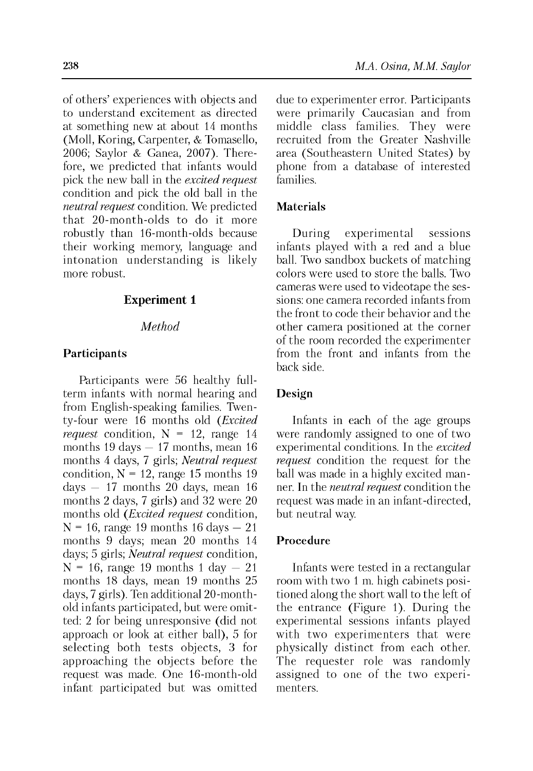of others' experiences with objects and to understand excitement as directed at something new at about 14 months (Moll, Koring, Carpenter, & Tomasello, 2006; Saylor & Ganea, 2007). Therefore, we predicted that infants would pick the new ball in the *excited request* condition and pick the old ball in the *neutral request* condition. We predicted that 20-month-olds to do it more robustly than 16-month-olds because their working memory, language and intonation understanding is likely more robust.

## Experiment 1

### *Method*

#### Participants

Participants were 56 healthy full-term infants with normal hearing and from English-speaking families. Twenty-four were 16 months old (*Excited request* condition, N = 12, range 14 months 19 days – 17 months, mean 16 months 4 days, 7 girls; *Neutral request* condition, N = 12, range 15 months 19 days – 17 months 20 days, mean 16 months 2 days, 7 girls) and 32 were 20 months old (*Excited request* condition, N = 16, range 19 months 16 days – 21 months 9 days; mean 20 months 14 days; 5 girls; *Neutral request* condition, N = 16, range 19 months 1 day – 21 months 18 days, mean 19 months 25 days, 7 girls). Ten additional 20-month-old infants participated, but were omitted: 2 for being unresponsive (did not approach or look at either ball), 5 for selecting both tests objects, 3 for approaching the objects before the request was made. One 16-month-old infant participated but was omitted due to experimenter error. Participants were primarily Caucasian and from middle class families. They were recruited from the Greater Nashville area (Southeastern United States) by phone from a database of interested families.

#### Materials

During experimental sessions infants played with a red and a blue ball. Two sandbox buckets of matching colors were used to store the balls. Two cameras were used to videotape the sessions: one camera recorded infants from the front to code their behavior and the other camera positioned at the corner of the room recorded the experimenter from the front and infants from the back side.

#### Design

Infants in each of the age groups were randomly assigned to one of two experimental conditions. In the *excited request* condition the request for the ball was made in a highly excited manner. In the *neutral request* condition the request was made in an infant-directed, but neutral way.

#### Procedure

Infants were tested in a rectangular room with two 1 m. high cabinets positioned along the short wall to the left of the entrance (Figure 1). During the experimental sessions infants played with two experimenters that were physically distinct from each other. The requester role was randomly assigned to one of the two experimenters.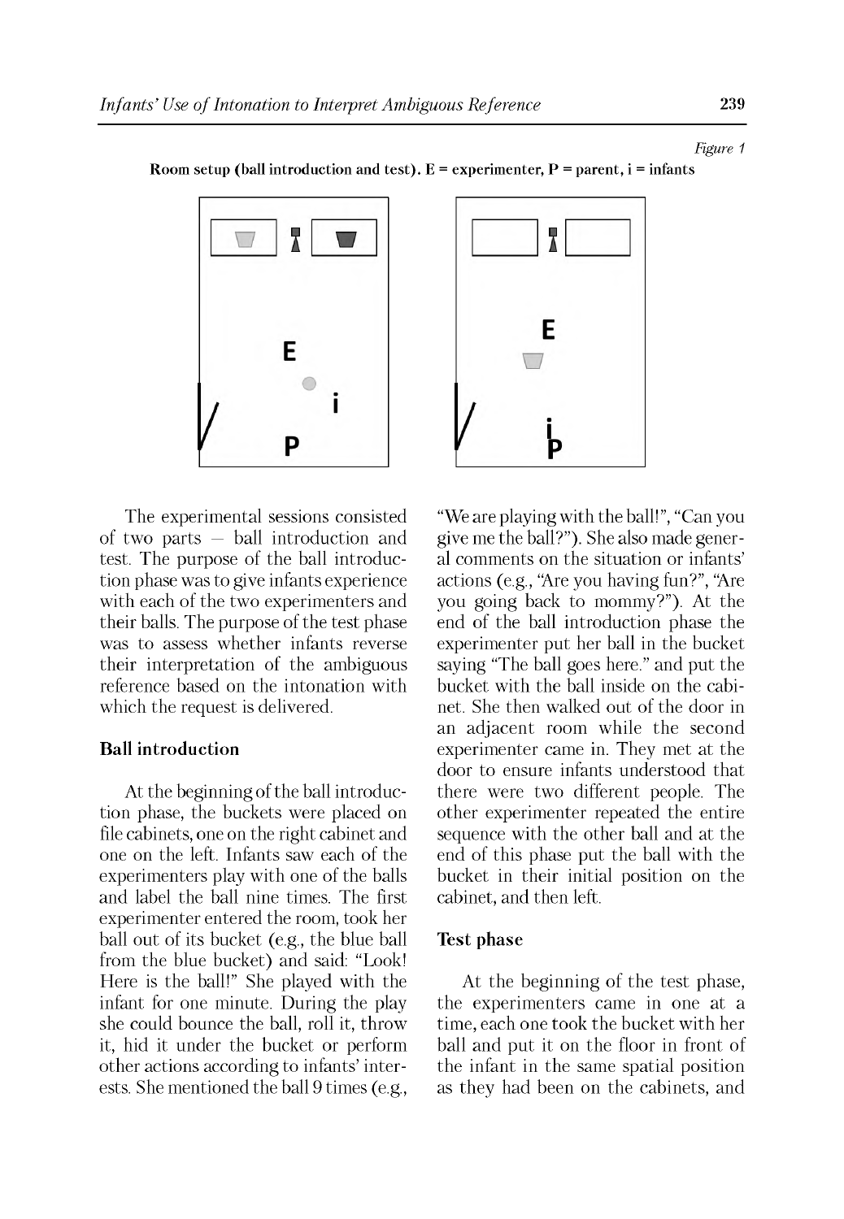*Figure 1*

**Room setup (ball introduction and test). E = experimenter, P = parent, i = infants**

The experimental sessions consisted of two parts – ball introduction and test. The purpose of the ball introduction phase was to give infants experience with each of the two experimenters and their balls. The purpose of the test phase was to assess whether infants reverse their interpretation of the ambiguous reference based on the intonation with which the request is delivered.

### Ball introduction

At the beginning of the ball introduction phase, the buckets were placed on file cabinets, one on the right cabinet and one on the left. Infants saw each of the experimenters play with one of the balls and label the ball nine times. The first experimenter entered the room, took her ball out of its bucket (e.g., the blue ball from the blue bucket) and said: "Look! Here is the ball!" She played with the infant for one minute. During the play she could bounce the ball, roll it, throw it, hid it under the bucket or perform other actions according to infants' interests. She mentioned the ball 9 times (e.g., "We are playing with the ball!", "Can you give me the ball?"). She also made general comments on the situation or infants' actions (e.g., "Are you having fun?", "Are you going back to mommy?"). At the end of the ball introduction phase the experimenter put her ball in the bucket saying "The ball goes here." and put the bucket with the ball inside on the cabinet. She then walked out of the door in an adjacent room while the second experimenter came in. They met at the door to ensure infants understood that there were two different people. The other experimenter repeated the entire sequence with the other ball and at the end of this phase put the ball with the bucket in their initial position on the cabinet, and then left.

### Test phase

At the beginning of the test phase, the experimenters came in one at a time, each one took the bucket with her ball and put it on the floor in front of the infant in the same spatial position as they had been on the cabinets, and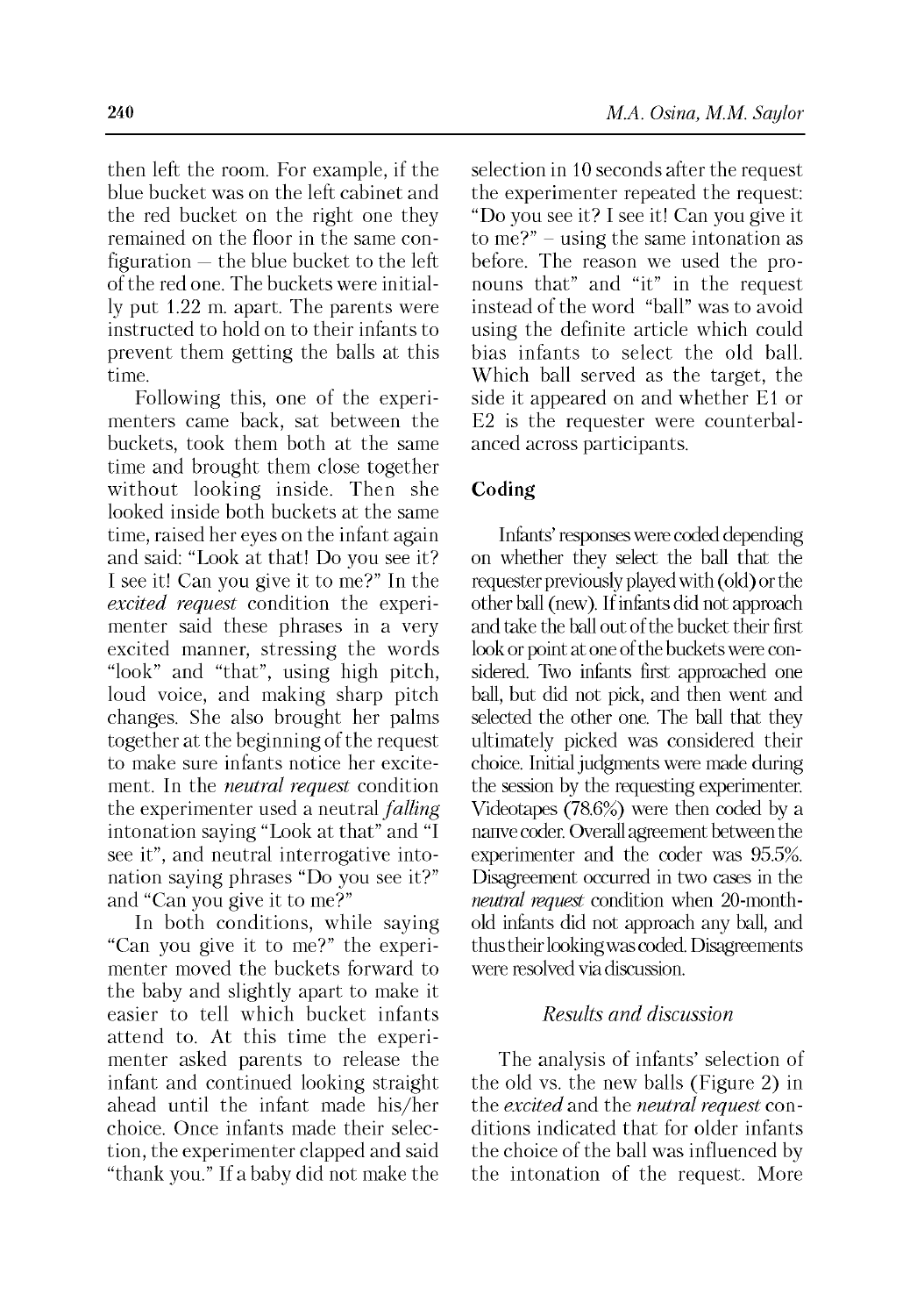then left the room. For example, if the blue bucket was on the left cabinet and the red bucket on the right one they remained on the floor in the same configuration – the blue bucket to the left of the red one. The buckets were initially put 1.22 m. apart. The parents were instructed to hold on to their infants to prevent them getting the balls at this time.

Following this, one of the experimenters came back, sat between the buckets, took them both at the same time and brought them close together without looking inside. Then she looked inside both buckets at the same time, raised her eyes on the infant again and said: "Look at that! Do you see it? I see it! Can you give it to me?" In the *excited request* condition the experimenter said these phrases in a very excited manner, stressing the words "look" and "that", using high pitch, loud voice, and making sharp pitch changes. She also brought her palms together at the beginning of the request to make sure infants notice her excitement. In the *neutral request* condition the experimenter used a neutral *falling* intonation saying "Look at that" and "I see it", and neutral interrogative intonation saying phrases "Do you see it?" and "Can you give it to me?"

In both conditions, while saying "Can you give it to me?" the experimenter moved the buckets forward to the baby and slightly apart to make it easier to tell which bucket infants attend to. At this time the experimenter asked parents to release the infant and continued looking straight ahead until the infant made his/her choice. Once infants made their selection, the experimenter clapped and said "thank you." If a baby did not make the selection in 10 seconds after the request the experimenter repeated the request: "Do you see it? I see it! Can you give it to me?" – using the same intonation as before. The reason we used the pronouns that" and "it" in the request instead of the word "ball" was to avoid using the definite article which could bias infants to select the old ball. Which ball served as the target, the side it appeared on and whether E1 or E2 is the requester were counterbalanced across participants.

### Coding

Infants' responses were coded depending on whether they select the ball that the requester previously played with (old) or the other ball (new). If infants did not approach and take the ball out of the bucket their first look or point at one of the buckets were considered. Two infants first approached one ball, but did not pick, and then went and selected the other one. The ball that they ultimately picked was considered their choice. Initial judgments were made during the session by the requesting experimenter. Videotapes (78.6%) were then coded by a naïve coder. Overall agreement between the experimenter and the coder was 95.5%. Disagreement occurred in two cases in the *neutral request* condition when 20-month-old infants did not approach any ball, and thus their looking was coded. Disagreements were resolved via discussion.

## *Results and discussion*

The analysis of infants' selection of the old vs. the new balls (Figure 2) in the *excited* and the *neutral request* conditions indicated that for older infants the choice of the ball was influenced by the intonation of the request. More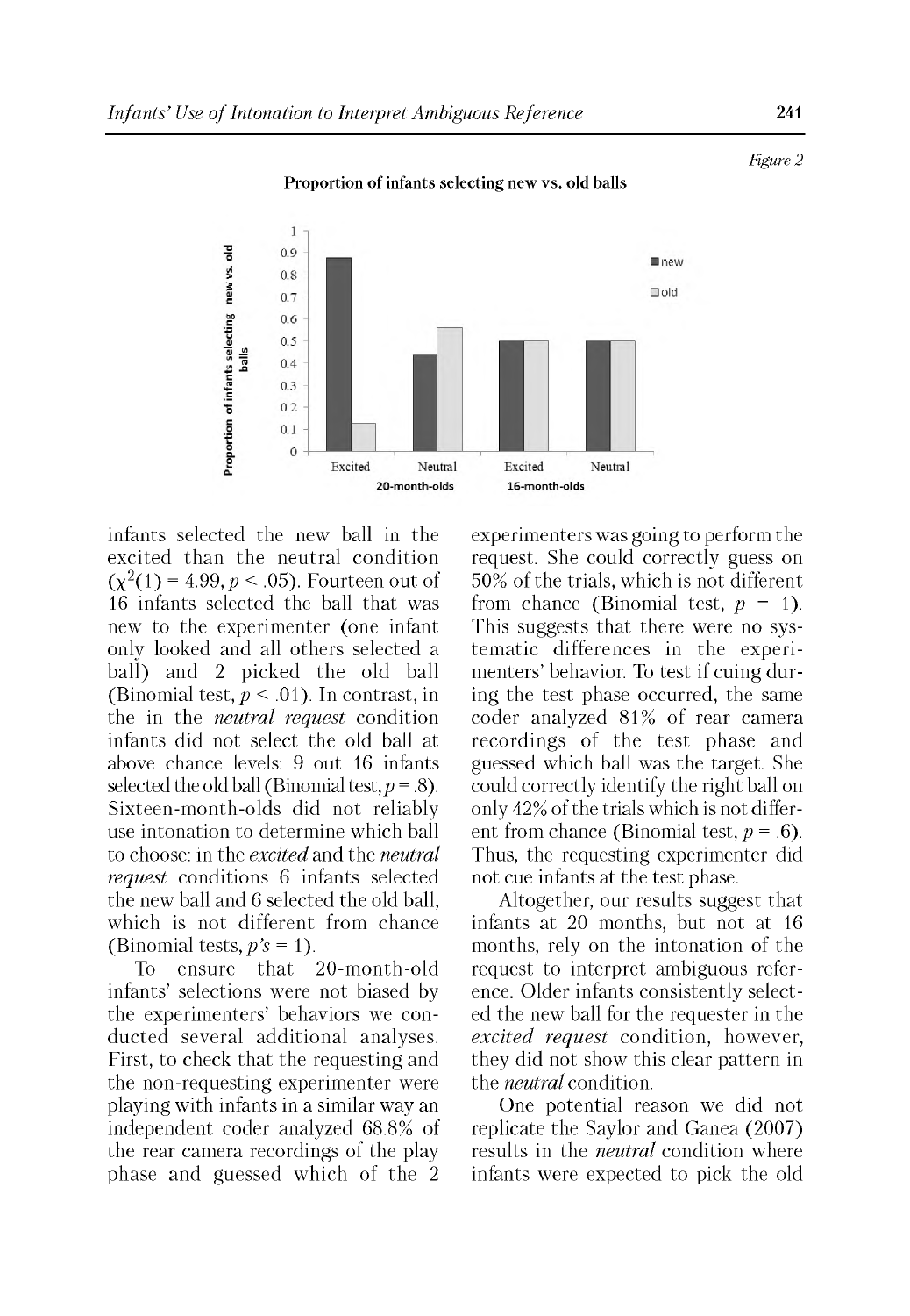*Figure 2*

**Proportion of infants selecting new vs. old balls**

infants selected the new ball in the excited than the neutral condition ($\chi^2(1) = 4.99, p < .05$). Fourteen out of 16 infants selected the ball that was new to the experimenter (one infant only looked and all others selected a ball) and 2 picked the old ball (Binomial test, $p < .01$). In contrast, in the in the *neutral request* condition infants did not select the old ball at above chance levels: 9 out 16 infants selected the old ball (Binomial test, $p = .8$). Sixteen-month-olds did not reliably use intonation to determine which ball to choose: in the *excited* and the *neutral request* conditions 6 infants selected the new ball and 6 selected the old ball, which is not different from chance (Binomial tests, $p$'s = 1).

To ensure that 20-month-old infants' selections were not biased by the experimenters' behaviors we conducted several additional analyses. First, to check that the requesting and the non-requesting experimenter were playing with infants in a similar way an independent coder analyzed 68.8% of the rear camera recordings of the play phase and guessed which of the 2 experimenters was going to perform the request. She could correctly guess on 50% of the trials, which is not different from chance (Binomial test, $p = 1$). This suggests that there were no systematic differences in the experimenters' behavior. To test if cuing during the test phase occurred, the same coder analyzed 81% of rear camera recordings of the test phase and guessed which ball was the target. She could correctly identify the right ball on only 42% of the trials which is not different from chance (Binomial test, $p = .6$). Thus, the requesting experimenter did not cue infants at the test phase.

Altogether, our results suggest that infants at 20 months, but not at 16 months, rely on the intonation of the request to interpret ambiguous reference. Older infants consistently selected the new ball for the requester in the *excited request* condition, however, they did not show this clear pattern in the *neutral* condition.

One potential reason we did not replicate the Saylor and Ganea (2007) results in the *neutral* condition where infants were expected to pick the old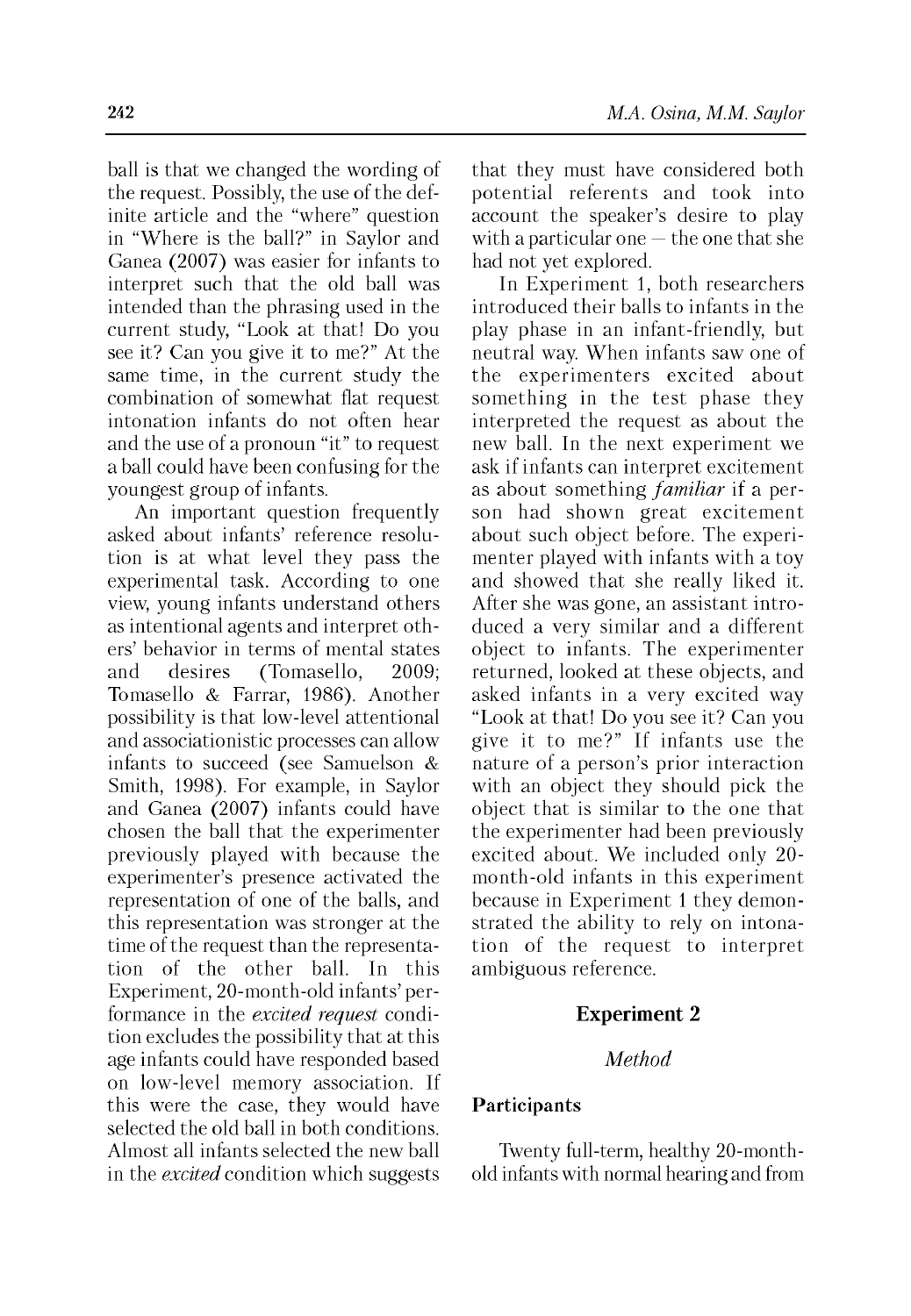ball is that we changed the wording of the request. Possibly, the use of the definite article and the "where" question in "Where is the ball?" in Saylor and Ganea (2007) was easier for infants to interpret such that the old ball was intended than the phrasing used in the current study, "Look at that! Do you see it? Can you give it to me?" At the same time, in the current study the combination of somewhat flat request intonation infants do not often hear and the use of a pronoun "it" to request a ball could have been confusing for the youngest group of infants.

An important question frequently asked about infants' reference resolution is at what level they pass the experimental task. According to one view, young infants understand others as intentional agents and interpret others' behavior in terms of mental states and desires (Tomasello, 2009; Tomasello & Farrar, 1986). Another possibility is that low-level attentional and associationistic processes can allow infants to succeed (see Samuelson & Smith, 1998). For example, in Saylor and Ganea (2007) infants could have chosen the ball that the experimenter previously played with because the experimenter's presence activated the representation of one of the balls, and this representation was stronger at the time of the request than the representation of the other ball. In this Experiment, 20-month-old infants' performance in the *excited request* condition excludes the possibility that at this age infants could have responded based on low-level memory association. If this were the case, they would have selected the old ball in both conditions. Almost all infants selected the new ball in the *excited* condition which suggests that they must have considered both potential referents and took into account the speaker's desire to play with a particular one — the one that she had not yet explored.

In Experiment 1, both researchers introduced their balls to infants in the play phase in an infant-friendly, but neutral way. When infants saw one of the experimenters excited about something in the test phase they interpreted the request as about the new ball. In the next experiment we ask if infants can interpret excitement as about something *familiar* if a person had shown great excitement about such object before. The experimenter played with infants with a toy and showed that she really liked it. After she was gone, an assistant introduced a very similar and a different object to infants. The experimenter returned, looked at these objects, and asked infants in a very excited way "Look at that! Do you see it? Can you give it to me?" If infants use the nature of a person's prior interaction with an object they should pick the object that is similar to the one that the experimenter had been previously excited about. We included only 20-month-old infants in this experiment because in Experiment 1 they demonstrated the ability to rely on intonation of the request to interpret ambiguous reference.

## Experiment 2

### *Method*

#### Participants

Twenty full-term, healthy 20-month-old infants with normal hearing and from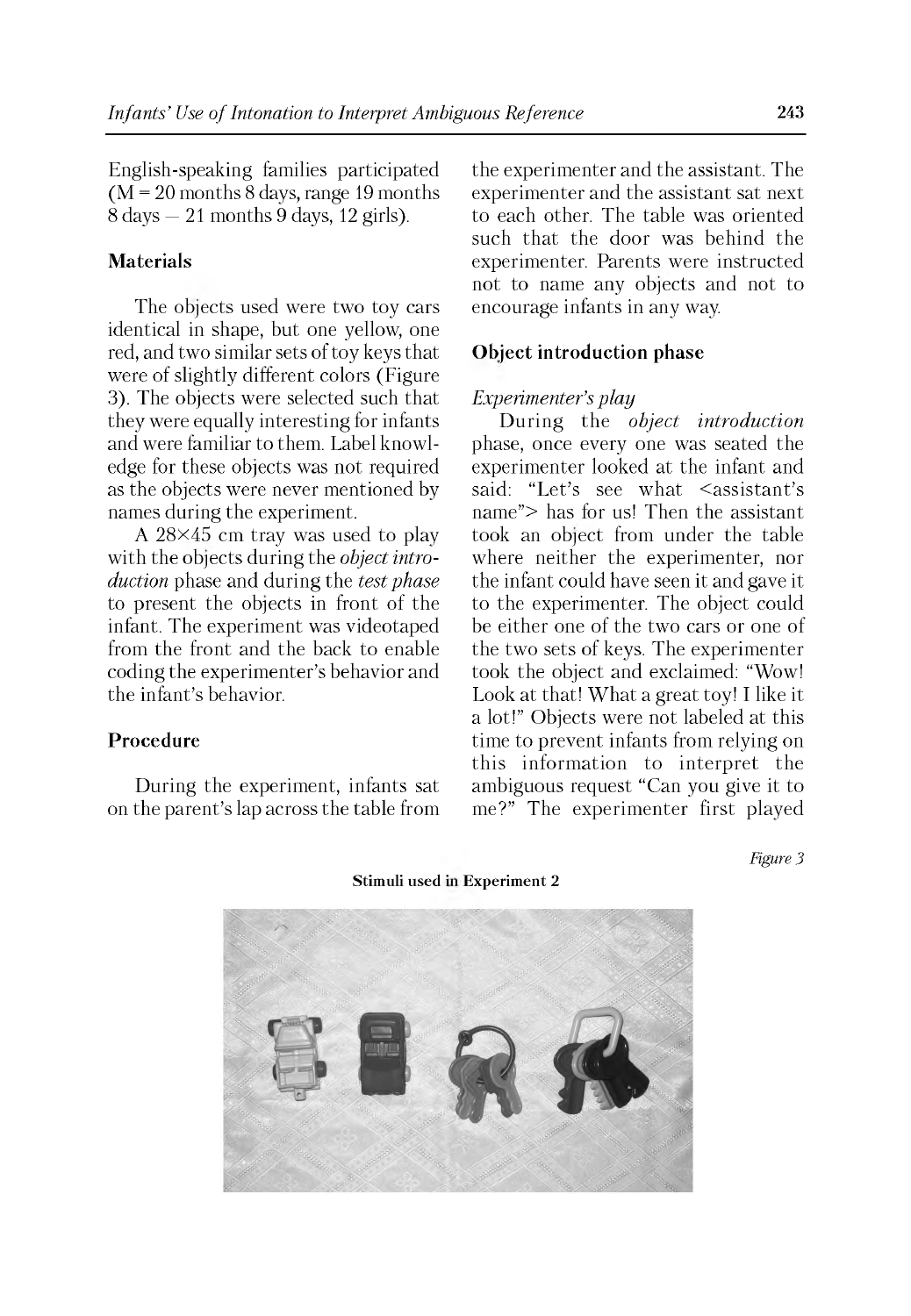English-speaking families participated (M = 20 months 8 days, range 19 months 8 days – 21 months 9 days, 12 girls).

### Materials

The objects used were two toy cars identical in shape, but one yellow, one red, and two similar sets of toy keys that were of slightly different colors (Figure 3). The objects were selected such that they were equally interesting for infants and were familiar to them. Label knowledge for these objects was not required as the objects were never mentioned by names during the experiment.

A 28×45 cm tray was used to play with the objects during the *object introduction* phase and during the *test phase* to present the objects in front of the infant. The experiment was videotaped from the front and the back to enable coding the experimenter's behavior and the infant's behavior.

### Procedure

During the experiment, infants sat on the parent's lap across the table from the experimenter and the assistant. The experimenter and the assistant sat next to each other. The table was oriented such that the door was behind the experimenter. Parents were instructed not to name any objects and not to encourage infants in any way.

### Object introduction phase

*Experimenter's play*

During the *object introduction* phase, once every one was seated the experimenter looked at the infant and said: "Let's see what <assistant's name"> has for us! Then the assistant took an object from under the table where neither the experimenter, nor the infant could have seen it and gave it to the experimenter. The object could be either one of the two cars or one of the two sets of keys. The experimenter took the object and exclaimed: "Wow! Look at that! What a great toy! I like it a lot!" Objects were not labeled at this time to prevent infants from relying on this information to interpret the ambiguous request "Can you give it to me?" The experimenter first played

*Figure 3*

**Stimuli used in Experiment 2**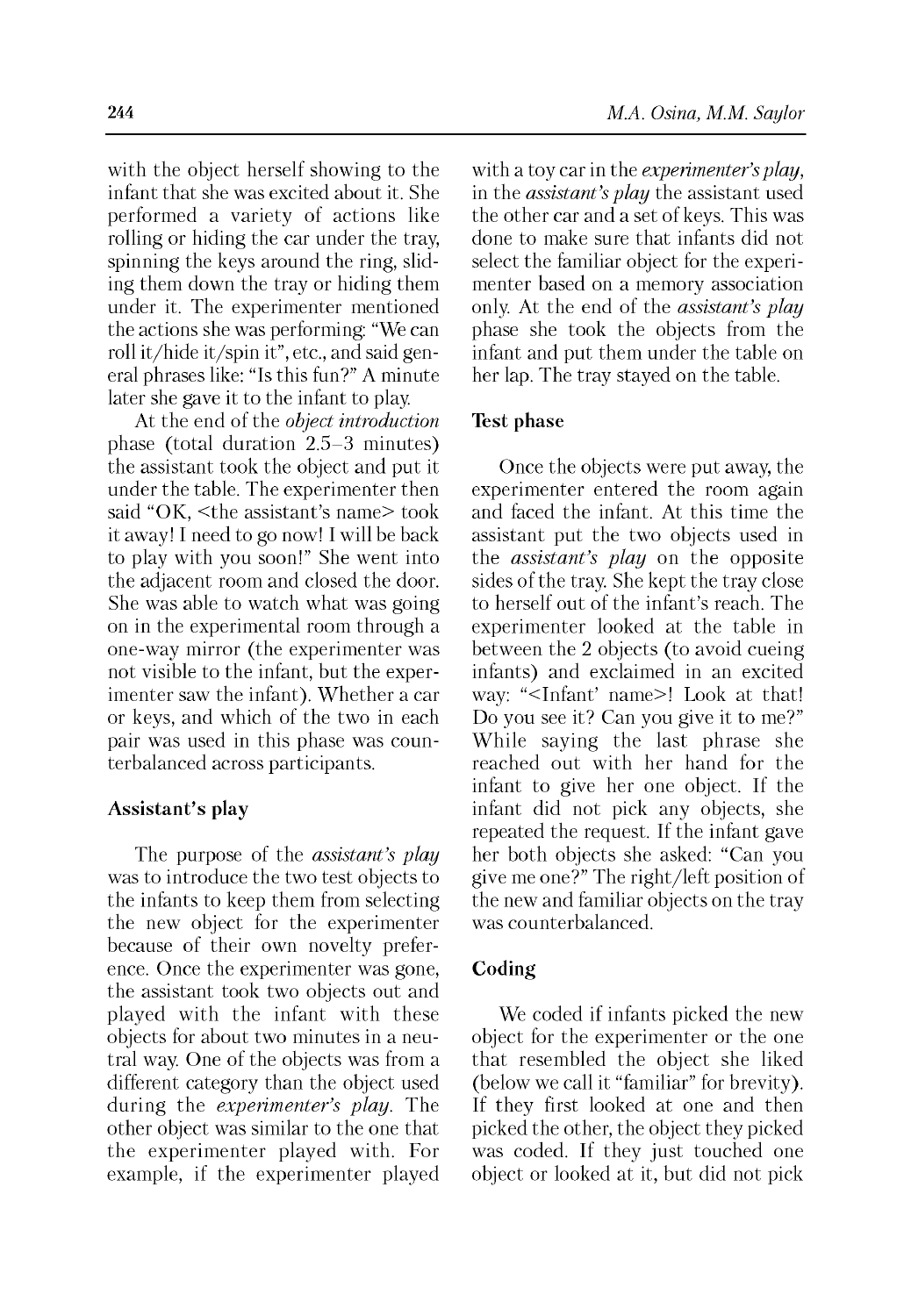with the object herself showing to the infant that she was excited about it. She performed a variety of actions like rolling or hiding the car under the tray, spinning the keys around the ring, sliding them down the tray or hiding them under it. The experimenter mentioned the actions she was performing: "We can roll it/hide it/spin it", etc., and said general phrases like: "Is this fun?" A minute later she gave it to the infant to play.

At the end of the *object introduction* phase (total duration 2.5–3 minutes) the assistant took the object and put it under the table. The experimenter then said "OK, <the assistant's name> took it away! I need to go now! I will be back to play with you soon!" She went into the adjacent room and closed the door. She was able to watch what was going on in the experimental room through a one-way mirror (the experimenter was not visible to the infant, but the experimenter saw the infant). Whether a car or keys, and which of the two in each pair was used in this phase was counterbalanced across participants.

### Assistant's play

The purpose of the *assistant's play* was to introduce the two test objects to the infants to keep them from selecting the new object for the experimenter because of their own novelty preference. Once the experimenter was gone, the assistant took two objects out and played with the infant with these objects for about two minutes in a neutral way. One of the objects was from a different category than the object used during the *experimenter's play*. The other object was similar to the one that the experimenter played with. For example, if the experimenter played with a toy car in the *experimenter's play*, in the *assistant's play* the assistant used the other car and a set of keys. This was done to make sure that infants did not select the familiar object for the experimenter based on a memory association only. At the end of the *assistant's play* phase she took the objects from the infant and put them under the table on her lap. The tray stayed on the table.

### Test phase

Once the objects were put away, the experimenter entered the room again and faced the infant. At this time the assistant put the two objects used in the *assistant's play* on the opposite sides of the tray. She kept the tray close to herself out of the infant's reach. The experimenter looked at the table in between the 2 objects (to avoid cueing infants) and exclaimed in an excited way: "<Infant' name>! Look at that! Do you see it? Can you give it to me?" While saying the last phrase she reached out with her hand for the infant to give her one object. If the infant did not pick any objects, she repeated the request. If the infant gave her both objects she asked: "Can you give me one?" The right/left position of the new and familiar objects on the tray was counterbalanced.

### Coding

We coded if infants picked the new object for the experimenter or the one that resembled the object she liked (below we call it "familiar" for brevity). If they first looked at one and then picked the other, the object they picked was coded. If they just touched one object or looked at it, but did not pick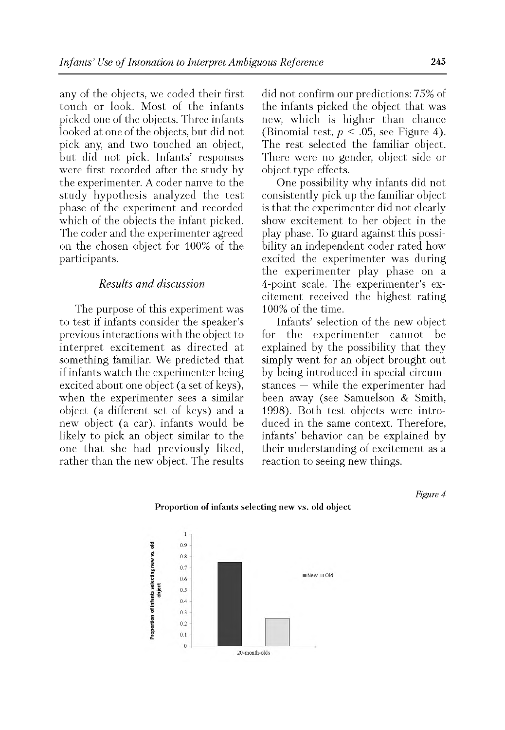any of the objects, we coded their first touch or look. Most of the infants picked one of the objects. Three infants looked at one of the objects, but did not pick any, and two touched an object, but did not pick. Infants' responses were first recorded after the study by the experimenter. A coder naïve to the study hypothesis analyzed the test phase of the experiment and recorded which of the objects the infant picked. The coder and the experimenter agreed on the chosen object for 100% of the participants.

### *Results and discussion*

The purpose of this experiment was to test if infants consider the speaker's previous interactions with the object to interpret excitement as directed at something familiar. We predicted that if infants watch the experimenter being excited about one object (a set of keys), when the experimenter sees a similar object (a different set of keys) and a new object (a car), infants would be likely to pick an object similar to the one that she had previously liked, rather than the new object. The results did not confirm our predictions: 75% of the infants picked the object that was new, which is higher than chance (Binomial test, $p < .05$, see Figure 4). The rest selected the familiar object. There were no gender, object side or object type effects.

One possibility why infants did not consistently pick up the familiar object is that the experimenter did not clearly show excitement to her object in the play phase. To guard against this possibility an independent coder rated how excited the experimenter was during the experimenter play phase on a 4-point scale. The experimenter's excitement received the highest rating 100% of the time.

Infants' selection of the new object for the experimenter cannot be explained by the possibility that they simply went for an object brought out by being introduced in special circumstances – while the experimenter had been away (see Samuelson & Smith, 1998). Both test objects were introduced in the same context. Therefore, infants' behavior can be explained by their understanding of excitement as a reaction to seeing new things.

*Figure 4*

**Proportion of infants selecting new vs. old object**

| | New | Old |
|---|---|---|
| 20-month-olds | 0.75 | 0.25 |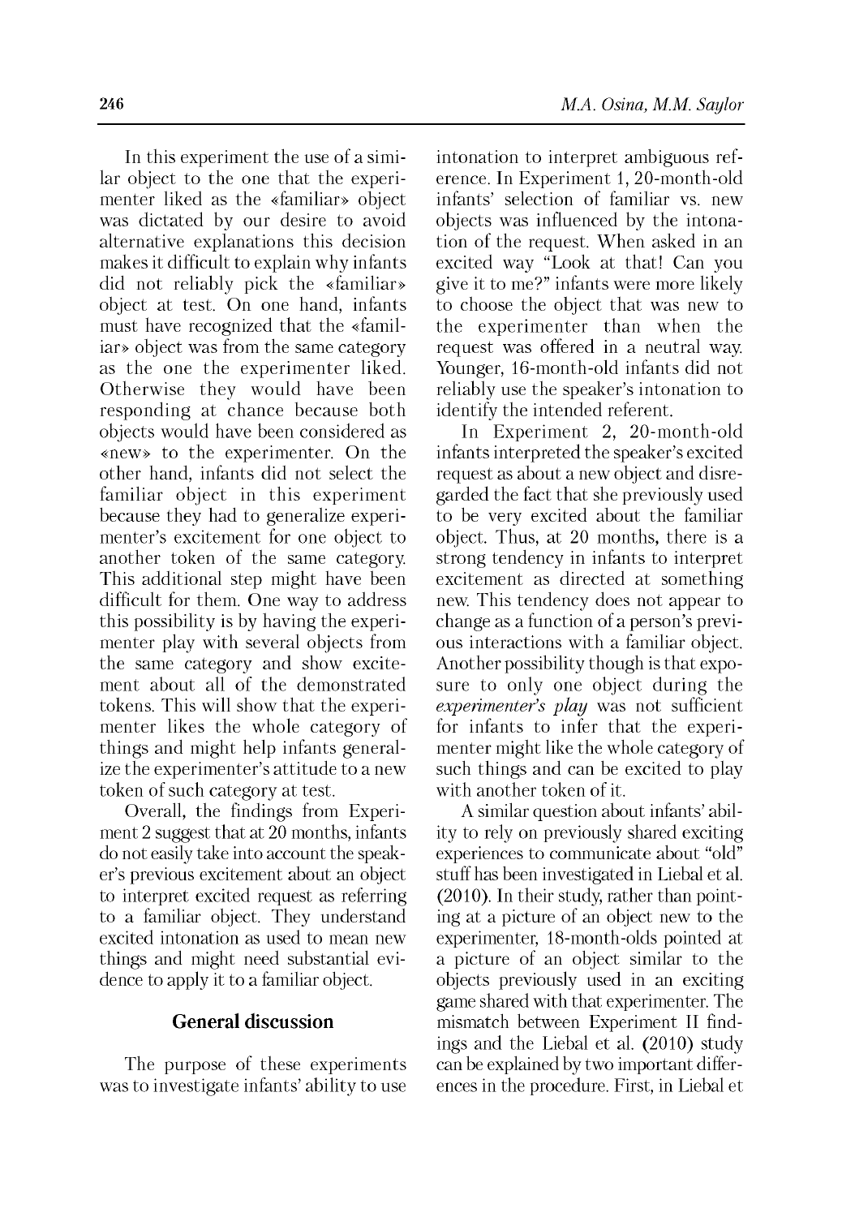In this experiment the use of a similar object to the one that the experimenter liked as the «familiar» object was dictated by our desire to avoid alternative explanations this decision makes it difficult to explain why infants did not reliably pick the «familiar» object at test. On one hand, infants must have recognized that the «familiar» object was from the same category as the one the experimenter liked. Otherwise they would have been responding at chance because both objects would have been considered as «new» to the experimenter. On the other hand, infants did not select the familiar object in this experiment because they had to generalize experimenter's excitement for one object to another token of the same category. This additional step might have been difficult for them. One way to address this possibility is by having the experimenter play with several objects from the same category and show excitement about all of the demonstrated tokens. This will show that the experimenter likes the whole category of things and might help infants generalize the experimenter's attitude to a new token of such category at test.

Overall, the findings from Experiment 2 suggest that at 20 months, infants do not easily take into account the speaker's previous excitement about an object to interpret excited request as referring to a familiar object. They understand excited intonation as used to mean new things and might need substantial evidence to apply it to a familiar object.

## General discussion

The purpose of these experiments was to investigate infants' ability to use intonation to interpret ambiguous reference. In Experiment 1, 20-month-old infants' selection of familiar vs. new objects was influenced by the intonation of the request. When asked in an excited way "Look at that! Can you give it to me?" infants were more likely to choose the object that was new to the experimenter than when the request was offered in a neutral way. Younger, 16-month-old infants did not reliably use the speaker's intonation to identify the intended referent.

In Experiment 2, 20-month-old infants interpreted the speaker's excited request as about a new object and disregarded the fact that she previously used to be very excited about the familiar object. Thus, at 20 months, there is a strong tendency in infants to interpret excitement as directed at something new. This tendency does not appear to change as a function of a person's previous interactions with a familiar object. Another possibility though is that exposure to only one object during the *experimenter's play* was not sufficient for infants to infer that the experimenter might like the whole category of such things and can be excited to play with another token of it.

A similar question about infants' ability to rely on previously shared exciting experiences to communicate about "old" stuff has been investigated in Liebal et al. (2010). In their study, rather than pointing at a picture of an object new to the experimenter, 18-month-olds pointed at a picture of an object similar to the objects previously used in an exciting game shared with that experimenter. The mismatch between Experiment II findings and the Liebal et al. (2010) study can be explained by two important differences in the procedure. First, in Liebal et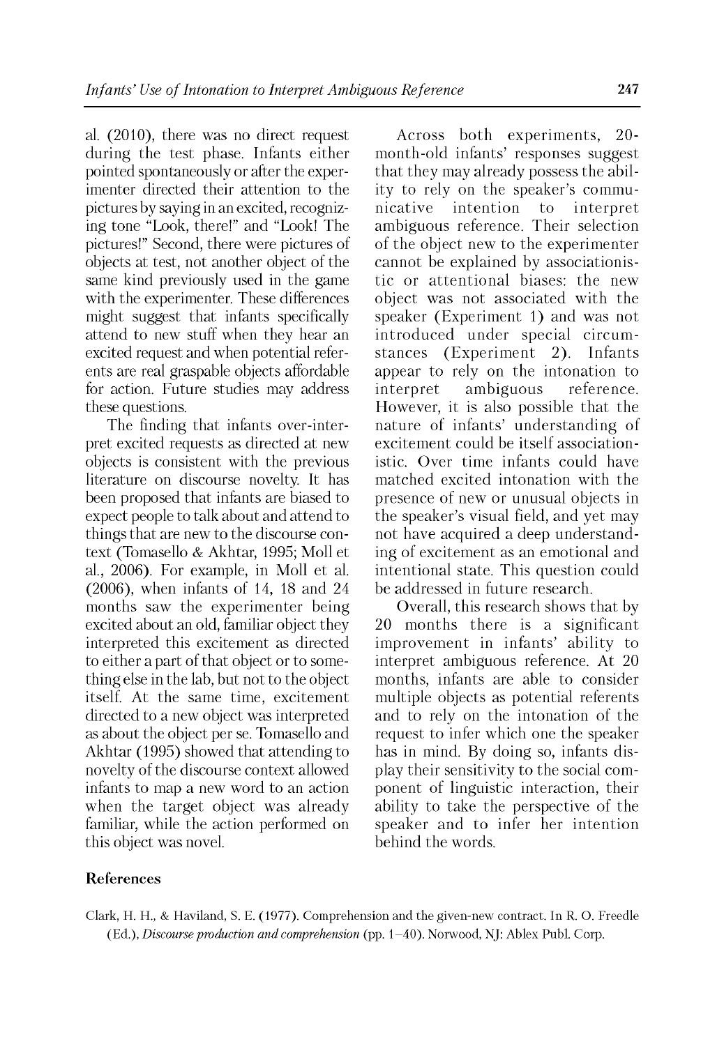al. (2010), there was no direct request during the test phase. Infants either pointed spontaneously or after the experimenter directed their attention to the pictures by saying in an excited, recognizing tone "Look, there!" and "Look! The pictures!" Second, there were pictures of objects at test, not another object of the same kind previously used in the game with the experimenter. These differences might suggest that infants specifically attend to new stuff when they hear an excited request and when potential referents are real graspable objects affordable for action. Future studies may address these questions.

The finding that infants over-interpret excited requests as directed at new objects is consistent with the previous literature on discourse novelty. It has been proposed that infants are biased to expect people to talk about and attend to things that are new to the discourse context (Tomasello & Akhtar, 1995; Moll et al., 2006). For example, in Moll et al. (2006), when infants of 14, 18 and 24 months saw the experimenter being excited about an old, familiar object they interpreted this excitement as directed to either a part of that object or to something else in the lab, but not to the object itself. At the same time, excitement directed to a new object was interpreted as about the object per se. Tomasello and Akhtar (1995) showed that attending to novelty of the discourse context allowed infants to map a new word to an action when the target object was already familiar, while the action performed on this object was novel.

Across both experiments, 20-month-old infants' responses suggest that they may already possess the ability to rely on the speaker's communicative intention to interpret ambiguous reference. Their selection of the object new to the experimenter cannot be explained by associationistic or attentional biases: the new object was not associated with the speaker (Experiment 1) and was not introduced under special circumstances (Experiment 2). Infants appear to rely on the intonation to interpret ambiguous reference. However, it is also possible that the nature of infants' understanding of excitement could be itself associationistic. Over time infants could have matched excited intonation with the presence of new or unusual objects in the speaker's visual field, and yet may not have acquired a deep understanding of excitement as an emotional and intentional state. This question could be addressed in future research.

Overall, this research shows that by 20 months there is a significant improvement in infants' ability to interpret ambiguous reference. At 20 months, infants are able to consider multiple objects as potential referents and to rely on the intonation of the request to infer which one the speaker has in mind. By doing so, infants display their sensitivity to the social component of linguistic interaction, their ability to take the perspective of the speaker and to infer her intention behind the words.

## References

Clark, H. H., & Haviland, S. E. (1977). Comprehension and the given-new contract. In R. O. Freedle (Ed.), *Discourse production and comprehension* (pp. 1–40). Norwood, NJ: Ablex Publ. Corp.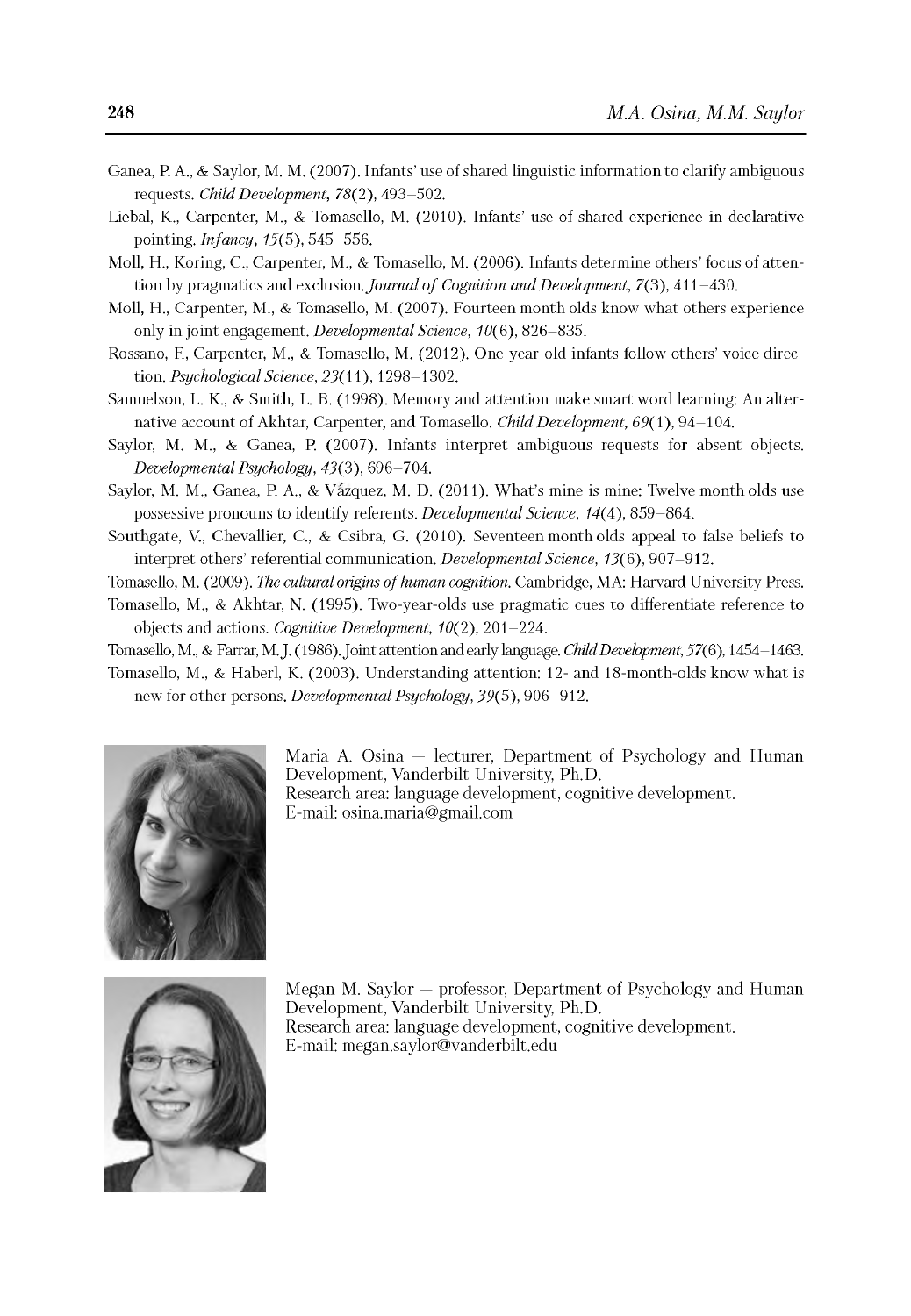Ganea, P. A., & Saylor, M. M. (2007). Infants' use of shared linguistic information to clarify ambiguous requests. *Child Development*, *78*(2), 493–502.

Liebal, K., Carpenter, M., & Tomasello, M. (2010). Infants' use of shared experience in declarative pointing. *Infancy*, *15*(5), 545–556.

Moll, H., Koring, C., Carpenter, M., & Tomasello, M. (2006). Infants determine others' focus of attention by pragmatics and exclusion. *Journal of Cognition and Development*, *7*(3), 411–430.

Moll, H., Carpenter, M., & Tomasello, M. (2007). Fourteen month olds know what others experience only in joint engagement. *Developmental Science*, *10*(6), 826–835.

Rossano, F., Carpenter, M., & Tomasello, M. (2012). One-year-old infants follow others' voice direction. *Psychological Science*, *23*(11), 1298–1302.

Samuelson, L. K., & Smith, L. B. (1998). Memory and attention make smart word learning: An alternative account of Akhtar, Carpenter, and Tomasello. *Child Development*, *69*(1), 94–104.

Saylor, M. M., & Ganea, P. (2007). Infants interpret ambiguous requests for absent objects. *Developmental Psychology*, *43*(3), 696–704.

Saylor, M. M., Ganea, P. A., & Vázquez, M. D. (2011). What's mine is mine: Twelve month olds use possessive pronouns to identify referents. *Developmental Science*, *14*(4), 859–864.

Southgate, V., Chevallier, C., & Csibra, G. (2010). Seventeen month olds appeal to false beliefs to interpret others' referential communication. *Developmental Science*, *13*(6), 907–912.

Tomasello, M. (2009). *The cultural origins of human cognition*. Cambridge, MA: Harvard University Press.

Tomasello, M., & Akhtar, N. (1995). Two-year-olds use pragmatic cues to differentiate reference to objects and actions. *Cognitive Development*, *10*(2), 201–224.

Tomasello, M., & Farrar, M. J. (1986). Joint attention and early language. *Child Development*, *57*(6), 1454–1463.

Tomasello, M., & Haberl, K. (2003). Understanding attention: 12- and 18-month-olds know what is new for other persons. *Developmental Psychology*, *39*(5), 906–912.

Maria A. Osina — lecturer, Department of Psychology and Human Development, Vanderbilt University, Ph.D.
Research area: language development, cognitive development.
E-mail: osina.maria@gmail.com

Megan M. Saylor — professor, Department of Psychology and Human Development, Vanderbilt University, Ph.D.
Research area: language development, cognitive development.
E-mail: megan.saylor@vanderbilt.edu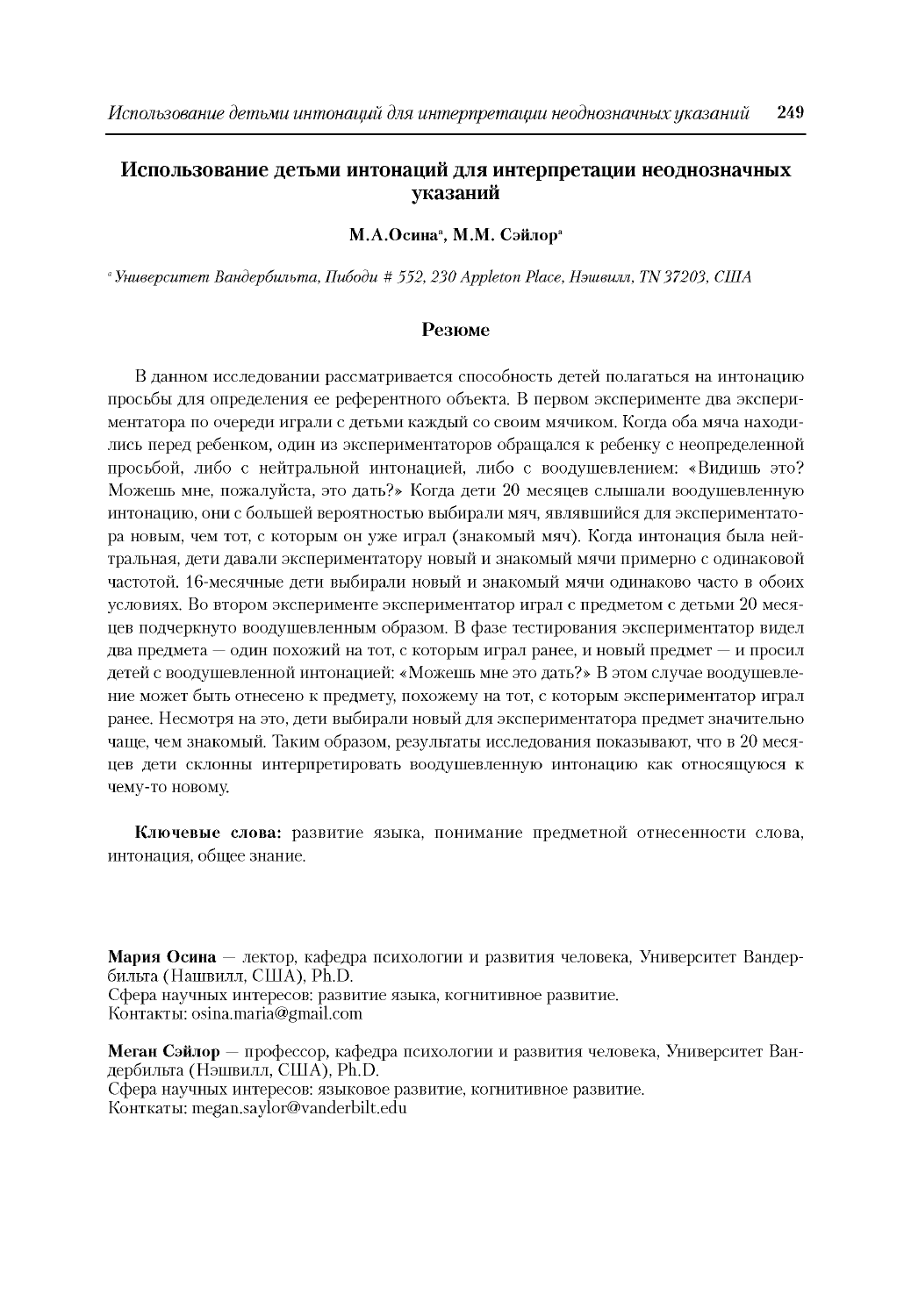# Использование детьми интонаций для интерпретации неоднозначных указаний

**М.А.Осина**[a], **М.М. Сэйлор**[a]

[a] *Университет Вандербильта, Пибоди # 552, 230 Appleton Place, Нэшвилл, TN 37203, США*

## Резюме

В данном исследовании рассматривается способность детей полагаться на интонацию просьбы для определения ее референтного объекта. В первом эксперименте два экспериментатора по очереди играли с детьми каждый со своим мячиком. Когда оба мяча находились перед ребенком, один из экспериментаторов обращался к ребенку с неопределенной просьбой, либо с нейтральной интонацией, либо с воодушевлением: «Видишь это? Можешь мне, пожалуйста, это дать?» Когда дети 20 месяцев слышали воодушевленную интонацию, они с большей вероятностью выбирали мяч, являвшийся для экспериментатора новым, чем тот, с которым он уже играл (знакомый мяч). Когда интонация была нейтральная, дети давали экспериментатору новый и знакомый мячи примерно с одинаковой частотой. 16-месячные дети выбирали новый и знакомый мячи одинаково часто в обоих условиях. Во втором эксперименте экспериментатор играл с предметом с детьми 20 месяцев подчеркнуто воодушевленным образом. В фазе тестирования экспериментатор видел два предмета — один похожий на тот, с которым играл ранее, и новый предмет — и просил детей с воодушевленной интонацией: «Можешь мне это дать?» В этом случае воодушевление может быть отнесено к предмету, похожему на тот, с которым экспериментатор играл ранее. Несмотря на это, дети выбирали новый для экспериментатора предмет значительно чаще, чем знакомый. Таким образом, результаты исследования показывают, что в 20 месяцев дети склонны интерпретировать воодушевленную интонацию как относящуюся к чему-то новому.

**Ключевые слова:** развитие языка, понимание предметной отнесенности слова, интонация, общее знание.

**Мария Осина** — лектор, кафедра психологии и развития человека, Университет Вандербильта (Нашвилл, США), Ph.D.
Сфера научных интересов: развитие языка, когнитивное развитие.
Контакты: osina.maria@gmail.com

**Меган Сэйлор** — профессор, кафедра психологии и развития человека, Университет Вандербильта (Нэшвилл, США), Ph.D.
Сфера научных интересов: языковое развитие, когнитивное развитие.
Конткаты: megan.saylor@vanderbilt.edu